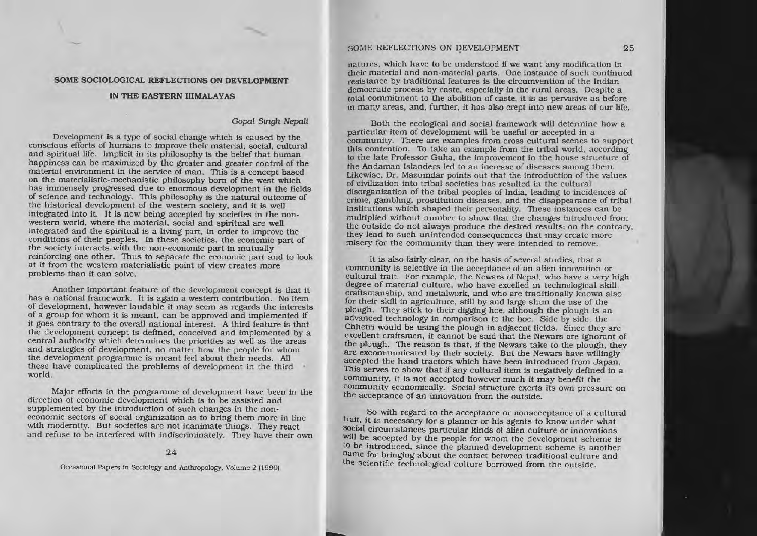# SOME SOCIOLOGICAL REFLECTIONS ON DEVELOPMENT IN THE EASTERN HIMALAYAS

*Gopal Singh Nepali*

Development is a type of social change which is caused by the conscious efforts of humans to improve their material, social, cultural and spiritual life. Implicit in its philosophy is the belief that human happiness can be maximized by the greater and greater control of the material environment in the service of man. This is a concept based on the materialistic-mechanistic philosophy born of the west which has immensely progressed due to enormous development in the fields of science and technology. This philosophy is the natural outcome of the historical development of the western society, and it is well integrated into it. It is now being accepted by societies in the non-western world, where the material, social and spiritual are well integrated and the spiritual is a living part, in order to improve the conditions of their peoples. In these societies, the economic part of the society interacts with the non-economic part in mutually reinforcing one other. Thus to separate the economic part and to look at it from the western materialistic point of view creates more problems than it can solve.

Another important feature of the development concept is that it has a national framework. It is again a western contribution. No item of development, however laudable it may seem as regards the interests of a group for whom it is meant, can be approved and implemented if it goes contrary to the overall national interest. A third feature is that the development concept is defined, conceived and implemented by a central authority which determines the priorities as well as the areas and strategies of development, no matter how the people for whom the development programme is meant feel about their needs. All these have complicated the problems of development in the third world.

Major efforts in the programme of development have been in the direction of economic development which is to be assisted and supplemented by the introduction of such changes in the non-economic sectors of social organization as to bring them more in line with modernity. But societies are not inanimate things. They react and refuse to be interfered with indiscriminately. They have their own natures, which have to be understood if we want any modification in their material and non-material parts. One instance of such continued resistance by traditional features is the circumvention of the Indian democratic process by caste, especially in the rural areas. Despite a total commitment to the abolition of caste, it is as pervasive as before in many areas, and, further, it has also crept into new areas of our life.

Both the ecological and social framework will determine how a particular item of development will be useful or accepted in a community. There are examples from cross cultural scenes to support this contention. To take an example from the tribal world, according to the late Professor Guha, the improvement in the house structure of the Andaman Islanders led to an increase of diseases among them. Likewise, Dr. Mazumdar points out that the introduction of the values of civilization into tribal societies has resulted in the cultural disorganization of the tribal peoples of India, leading to incidences of crime, gambling, prostitution diseases, and the disappearance of tribal institutions which shaped their personality. These instances can be multiplied without number to show that the changes introduced from the outside do not always produce the desired results; on the contrary, they lead to such unintended consequences that may create more misery for the community than they were intended to remove.

It is also fairly clear, on the basis of several studies, that a community is selective in the acceptance of an alien innovation or cultural trait. For example, the Newars of Nepal, who have a very high degree of material culture, who have excelled in technological skill, craftsmanship, and metalwork, and who are traditionally known also for their skill in agriculture, still by and large shun the use of the plough. They stick to their digging hoe, although the plough is an advanced technology in comparison to the hoe. Side by side, the Chhetri would be using the plough in adjacent fields. Since they are excellent craftsmen, it cannot be said that the Newars are ignorant of the plough. The reason is that, if the Newars take to the plough, they are excommunicated by their society. But the Newars have willingly accepted the hand tractors which have been introduced from Japan. This serves to show that if any cultural item is negatively defined in a community, it is not accepted however much it may benefit the community economically. Social structure exerts its own pressure on the acceptance of an innovation from the outside.

So with regard to the acceptance or nonacceptance of a cultural trait, it is necessary for a planner or his agents to know under what social circumstances particular kinds of alien culture or innovations will be accepted by the people for whom the development scheme is to be introduced, since the planned development scheme is another name for bringing about the contact between traditional culture and the scientific technological culture borrowed from the outside.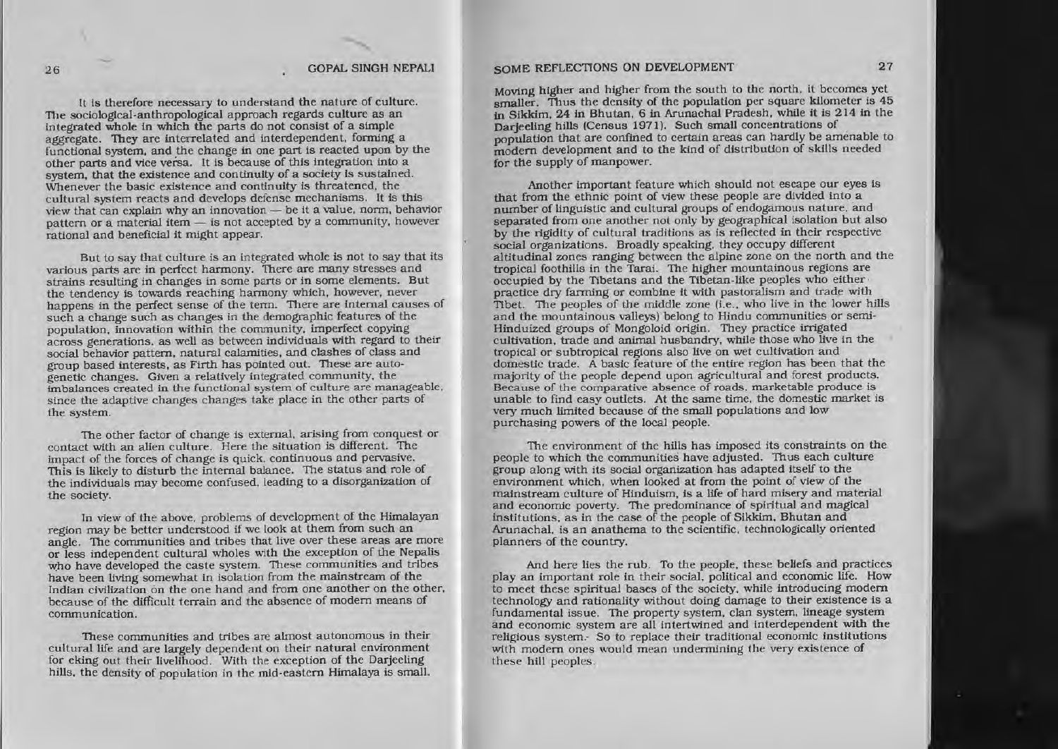It is therefore necessary to understand the nature of culture. The sociological-anthropological approach regards culture as an integrated whole in which the parts do not consist of a simple aggregate. They are interrelated and interdependent, forming a functional system, and the change in one part is reacted upon by the other parts and vice versa. It is because of this integration into a system, that the existence and continuity of a society is sustained. Whenever the basic existence and continuity is threatened, the cultural system reacts and develops defense mechanisms. It is this view that can explain why an innovation — be it a value, norm, behavior pattern or a material item — is not accepted by a community, however rational and beneficial it might appear.

But to say that culture is an integrated whole is not to say that its various parts are in perfect harmony. There are many stresses and strains resulting in changes in some parts or in some elements. But the tendency is towards reaching harmony which, however, never happens in the perfect sense of the term. There are internal causes of such a change such as changes in the demographic features of the population, innovation within the community, imperfect copying across generations, as well as between individuals with regard to their social behavior pattern, natural calamities, and clashes of class and group based interests, as Firth has pointed out. These are auto-genetic changes. Given a relatively integrated community, the imbalances created in the functional system of culture are manageable, since the adaptive changes changes take place in the other parts of the system.

The other factor of change is external, arising from conquest or contact with an alien culture. Here the situation is different. The impact of the forces of change is quick, continuous and pervasive. This is likely to disturb the internal balance. The status and role of the individuals may become confused, leading to a disorganization of the society.

In view of the above, problems of development of the Himalayan region may be better understood if we look at them from such an angle. The communities and tribes that live over these areas are more or less independent cultural wholes with the exception of the Nepalis who have developed the caste system. These communities and tribes have been living somewhat in isolation from the mainstream of the Indian civilization on the one hand and from one another on the other, because of the difficult terrain and the absence of modern means of communication.

These communities and tribes are almost autonomous in their cultural life and are largely dependent on their natural environment for eking out their livelihood. With the exception of the Darjeeling hills, the density of population in the mid-eastern Himalaya is small. Moving higher and higher from the south to the north, it becomes yet smaller. Thus the density of the population per square kilometer is 45 in Sikkim, 24 in Bhutan, 6 in Arunachal Pradesh, while it is 214 in the Darjeeling hills (Census 1971). Such small concentrations of population that are confined to certain areas can hardly be amenable to modern development and to the kind of distribution of skills needed for the supply of manpower.

Another important feature which should not escape our eyes is that from the ethnic point of view these people are divided into a number of linguistic and cultural groups of endogamous nature, and separated from one another not only by geographical isolation but also by the rigidity of cultural traditions as is reflected in their respective social organizations. Broadly speaking, they occupy different altitudinal zones ranging between the alpine zone on the north and the tropical foothills in the Tarai. The higher mountainous regions are occupied by the Tibetans and the Tibetan-like peoples who either practice dry farming or combine it with pastoralism and trade with Tibet. The peoples of the middle zone (i.e., who live in the lower hills and the mountainous valleys) belong to Hindu communities or semi-Hinduized groups of Mongoloid origin. They practice irrigated cultivation, trade and animal husbandry, while those who live in the tropical or subtropical regions also live on wet cultivation and domestic trade. A basic feature of the entire region has been that the majority of the people depend upon agricultural and forest products. Because of the comparative absence of roads, marketable produce is unable to find easy outlets. At the same time, the domestic market is very much limited because of the small populations and low purchasing powers of the local people.

The environment of the hills has imposed its constraints on the people to which the communities have adjusted. Thus each culture group along with its social organization has adapted itself to the environment which, when looked at from the point of view of the mainstream culture of Hinduism, is a life of hard misery and material and economic poverty. The predominance of spiritual and magical institutions, as in the case of the people of Sikkim, Bhutan and Arunachal, is an anathema to the scientific, technologically oriented planners of the country.

And here lies the rub. To the people, these beliefs and practices play an important role in their social, political and economic life. How to meet these spiritual bases of the society, while introducing modern technology and rationality without doing damage to their existence is a fundamental issue. The property system, clan system, lineage system and economic system are all intertwined and interdependent with the religious system. So to replace their traditional economic institutions with modern ones would mean undermining the very existence of these hill peoples.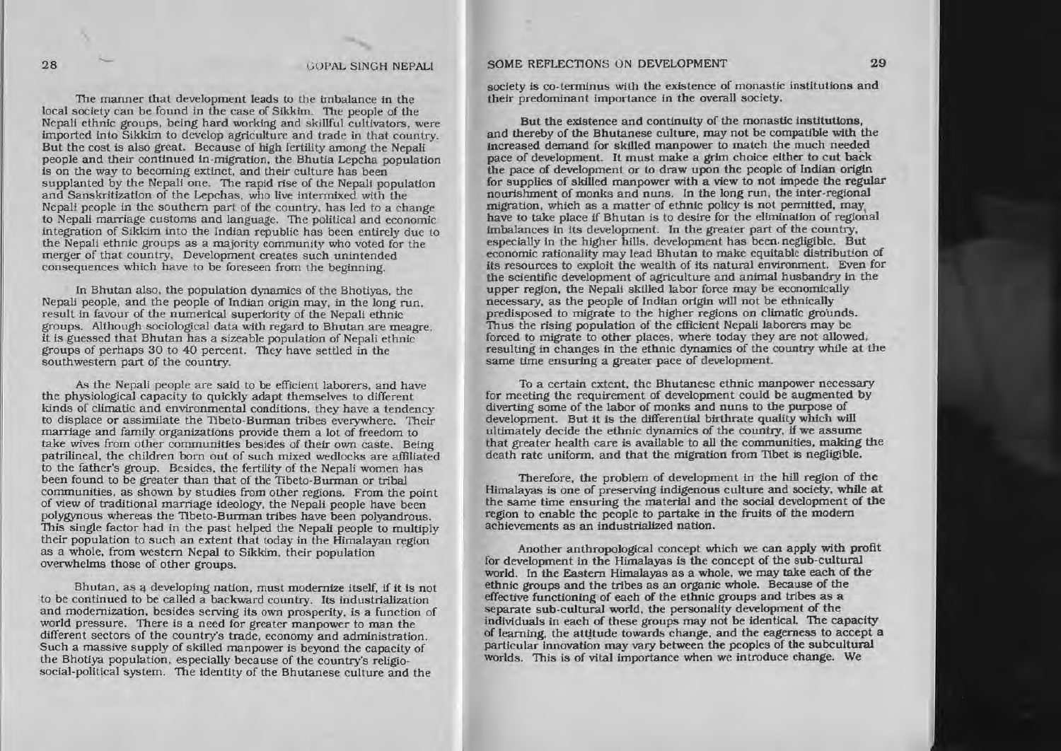The manner that development leads to the imbalance in the local society can be found in the case of Sikkim. The people of the Nepali ethnic groups, being hard working and skillful cultivators, were imported into Sikkim to develop agriculture and trade in that country. But the cost is also great. Because of high fertility among the Nepali people and their continued in-migration, the Bhutia Lepcha population is on the way to becoming extinct, and their culture has been supplanted by the Nepali one. The rapid rise of the Nepali population and Sanskritization of the Lepchas, who live intermixed with the Nepali people in the southern part of the country, has led to a change to Nepali marriage customs and language. The political and economic integration of Sikkim into the Indian republic has been entirely due to the Nepali ethnic groups as a majority community who voted for the merger of that country. Development creates such unintended consequences which have to be foreseen from the beginning.

In Bhutan also, the population dynamics of the Bhotiyas, the Nepali people, and the people of Indian origin may, in the long run, result in favour of the numerical superiority of the Nepali ethnic groups. Although sociological data with regard to Bhutan are meagre, it is guessed that Bhutan has a sizeable population of Nepali ethnic groups of perhaps 30 to 40 percent. They have settled in the southwestern part of the country.

As the Nepali people are said to be efficient laborers, and have the physiological capacity to quickly adapt themselves to different kinds of climatic and environmental conditions, they have a tendency to displace or assimilate the Tibeto-Burman tribes everywhere. Their marriage and family organizations provide them a lot of freedom to take wives from other communities besides of their own caste. Being patrilineal, the children born out of such mixed wedlocks are affiliated to the father's group. Besides, the fertility of the Nepali women has been found to be greater than that of the Tibeto-Burman or tribal communities, as shown by studies from other regions. From the point of view of traditional marriage ideology, the Nepali people have been polygynous whereas the Tibeto-Burman tribes have been polyandrous. This single factor had in the past helped the Nepali people to multiply their population to such an extent that today in the Himalayan region as a whole, from western Nepal to Sikkim, their population overwhelms those of other groups.

Bhutan, as a developing nation, must modernize itself, if it is not to be continued to be called a backward country. Its industrialization and modernization, besides serving its own prosperity, is a function of world pressure. There is a need for greater manpower to man the different sectors of the country's trade, economy and administration. Such a massive supply of skilled manpower is beyond the capacity of the Bhotiya population, especially because of the country's religio-social-political system. The identity of the Bhutanese culture and the society is co-terminus with the existence of monastic institutions and their predominant importance in the overall society.

But the existence and continuity of the monastic institutions, and thereby of the Bhutanese culture, may not be compatible with the increased demand for skilled manpower to match the much needed pace of development. It must make a grim choice either to cut back the pace of development or to draw upon the people of Indian origin for supplies of skilled manpower with a view to not impede the regular nourishment of monks and nuns. In the long run, the inter-regional migration, which as a matter of ethnic policy is not permitted, may have to take place if Bhutan is to desire for the elimination of regional imbalances in its development. In the greater part of the country, especially in the higher hills, development has been negligible. But economic rationality may lead Bhutan to make equitable distribution of its resources to exploit the wealth of its natural environment. Even for the scientific development of agriculture and animal husbandry in the upper region, the Nepali skilled labor force may be economically necessary, as the people of Indian origin will not be ethnically predisposed to migrate to the higher regions on climatic grounds. Thus the rising population of the efficient Nepali laborers may be forced to migrate to other places, where today they are not allowed, resulting in changes in the ethnic dynamics of the country while at the same time ensuring a greater pace of development.

To a certain extent, the Bhutanese ethnic manpower necessary for meeting the requirement of development could be augmented by diverting some of the labor of monks and nuns to the purpose of development. But it is the differential birthrate quality which will ultimately decide the ethnic dynamics of the country, if we assume that greater health care is available to all the communities, making the death rate uniform, and that the migration from Tibet is negligible.

Therefore, the problem of development in the hill region of the Himalayas is one of preserving indigenous culture and society, while at the same time ensuring the material and the social development of the region to enable the people to partake in the fruits of the modern achievements as an industrialized nation.

Another anthropological concept which we can apply with profit for development in the Himalayas is the concept of the sub-cultural world. In the Eastern Himalayas as a whole, we may take each of the ethnic groups and the tribes as an organic whole. Because of the effective functioning of each of the ethnic groups and tribes as a separate sub-cultural world, the personality development of the individuals in each of these groups may not be identical. The capacity of learning, the attitude towards change, and the eagerness to accept a particular innovation may vary between the peoples of the subcultural worlds. This is of vital importance when we introduce change. We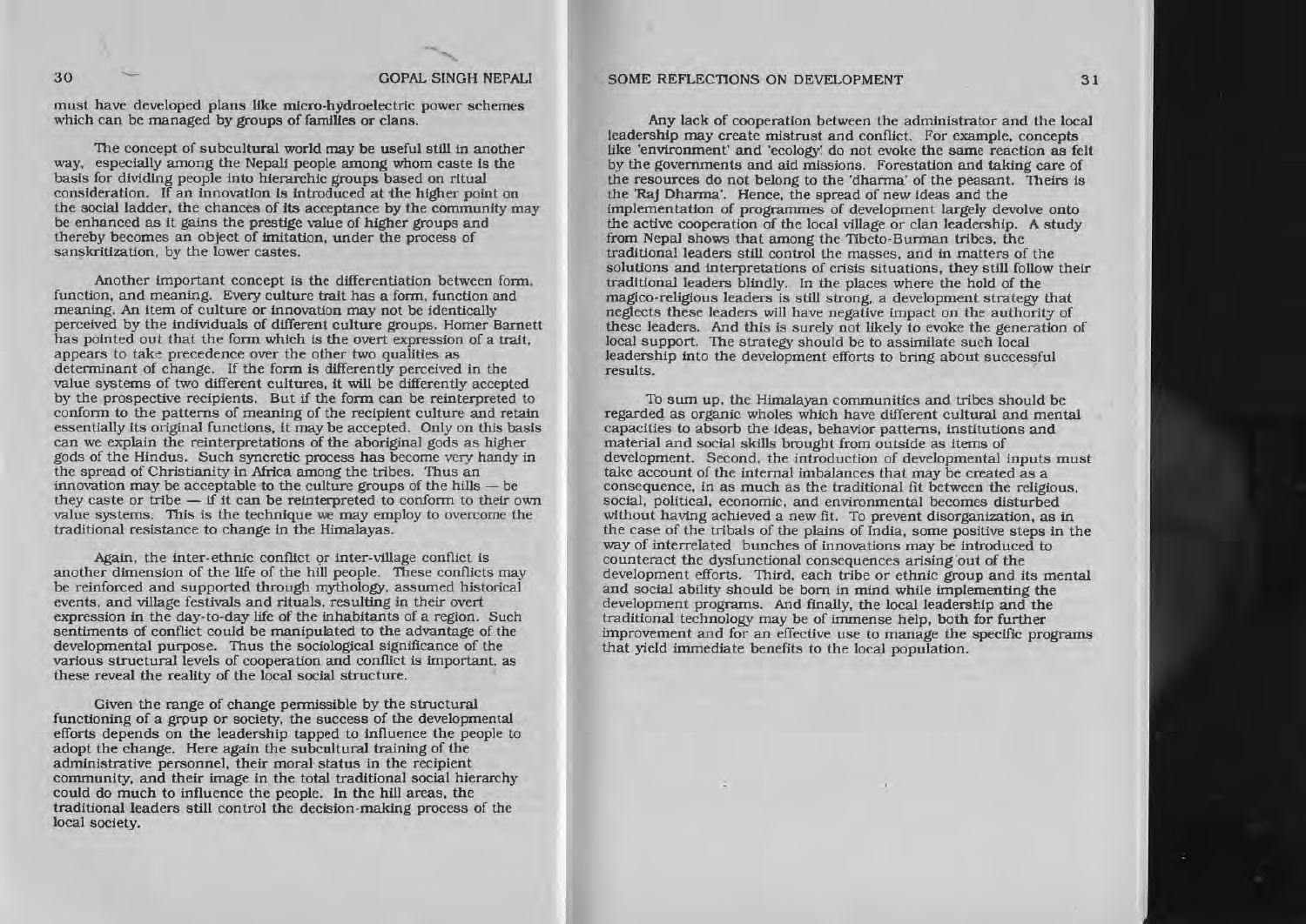must have developed plans like micro-hydroelectric power schemes which can be managed by groups of families or clans.

The concept of subcultural world may be useful still in another way, especially among the Nepali people among whom caste is the basis for dividing people into hierarchic groups based on ritual consideration. If an innovation is introduced at the higher point on the social ladder, the chances of its acceptance by the community may be enhanced as it gains the prestige value of higher groups and thereby becomes an object of imitation, under the process of sanskritization, by the lower castes.

Another important concept is the differentiation between form, function, and meaning. Every culture trait has a form, function and meaning. An item of culture or innovation may not be identically perceived by the individuals of different culture groups. Homer Barnett has pointed out that the form which is the overt expression of a trait, appears to take precedence over the other two qualities as determinant of change. If the form is differently perceived in the value systems of two different cultures, it will be differently accepted by the prospective recipients. But if the form can be reinterpreted to conform to the patterns of meaning of the recipient culture and retain essentially its original functions, it may be accepted. Only on this basis can we explain the reinterpretations of the aboriginal gods as higher gods of the Hindus. Such syncretic process has become very handy in the spread of Christianity in Africa among the tribes. Thus an innovation may be acceptable to the culture groups of the hills — be they caste or tribe — if it can be reinterpreted to conform to their own value systems. This is the technique we may employ to overcome the traditional resistance to change in the Himalayas.

Again, the inter-ethnic conflict or inter-village conflict is another dimension of the life of the hill people. These conflicts may be reinforced and supported through mythology, assumed historical events, and village festivals and rituals, resulting in their overt expression in the day-to-day life of the inhabitants of a region. Such sentiments of conflict could be manipulated to the advantage of the developmental purpose. Thus the sociological significance of the various structural levels of cooperation and conflict is important, as these reveal the reality of the local social structure.

Given the range of change permissible by the structural functioning of a group or society, the success of the developmental efforts depends on the leadership tapped to influence the people to adopt the change. Here again the subcultural training of the administrative personnel, their moral status in the recipient community, and their image in the total traditional social hierarchy could do much to influence the people. In the hill areas, the traditional leaders still control the decision-making process of the local society.

Any lack of cooperation between the administrator and the local leadership may create mistrust and conflict. For example, concepts like 'environment' and 'ecology' do not evoke the same reaction as felt by the governments and aid missions. Forestation and taking care of the resources do not belong to the 'dharma' of the peasant. Theirs is the 'Raj Dharma'. Hence, the spread of new ideas and the implementation of programmes of development largely devolve onto the active cooperation of the local village or clan leadership. A study from Nepal shows that among the Tibeto-Burman tribes, the traditional leaders still control the masses, and in matters of the solutions and interpretations of crisis situations, they still follow their traditional leaders blindly. In the places where the hold of the magico-religious leaders is still strong, a development strategy that neglects these leaders will have negative impact on the authority of these leaders. And this is surely not likely to evoke the generation of local support. The strategy should be to assimilate such local leadership into the development efforts to bring about successful results.

To sum up, the Himalayan communities and tribes should be regarded as organic wholes which have different cultural and mental capacities to absorb the ideas, behavior patterns, institutions and material and social skills brought from outside as items of development. Second, the introduction of developmental inputs must take account of the internal imbalances that may be created as a consequence, in as much as the traditional fit between the religious, social, political, economic, and environmental becomes disturbed without having achieved a new fit. To prevent disorganization, as in the case of the tribals of the plains of India, some positive steps in the way of interrelated bunches of innovations may be introduced to counteract the dysfunctional consequences arising out of the development efforts. Third, each tribe or ethnic group and its mental and social ability should be born in mind while implementing the development programs. And finally, the local leadership and the traditional technology may be of immense help, both for further improvement and for an effective use to manage the specific programs that yield immediate benefits to the local population.